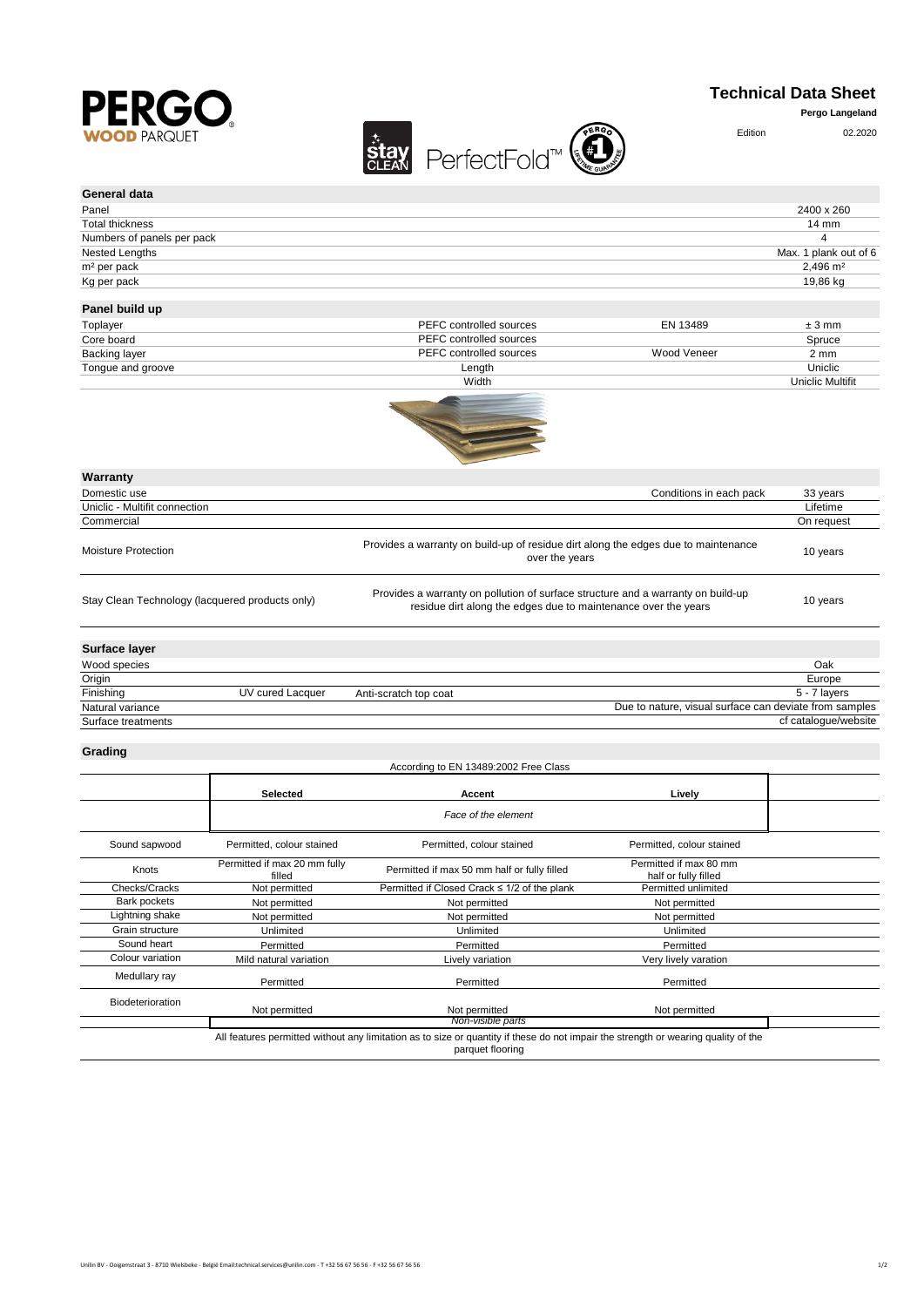# Technical Data Sheet

**Pergo Langeland**

Edition 02.2020

## General data

| | |
|---|---|
| Panel | 2400 x 260 |
| Total thickness | 14 mm |
| Numbers of panels per pack | 4 |
| Nested Lengths | Max. 1 plank out of 6 |
| m² per pack | 2,496 m² |
| Kg per pack | 19,86 kg |

## Panel build up

| | | | |
|---|---|---|---|
| Toplayer | PEFC controlled sources | EN 13489 | ± 3 mm |
| Core board | PEFC controlled sources | | Spruce |
| Backing layer | PEFC controlled sources | Wood Veneer | 2 mm |
| Tongue and groove | Length | | Uniclic |
| | Width | | Uniclic Multifit |

## Warranty

| | | |
|---|---|---|
| Domestic use | Conditions in each pack | 33 years |
| Uniclic - Multifit connection | | Lifetime |
| Commercial | | On request |
| Moisture Protection | Provides a warranty on build-up of residue dirt along the edges due to maintenance over the years | 10 years |
| Stay Clean Technology (lacquered products only) | Provides a warranty on pollution of surface structure and a warranty on build-up residue dirt along the edges due to maintenance over the years | 10 years |

## Surface layer

| | | | |
|---|---|---|---|
| Wood species | | | Oak |
| Origin | | | Europe |
| Finishing | UV cured Lacquer | Anti-scratch top coat | 5 - 7 layers |
| Natural variance | | | Due to nature, visual surface can deviate from samples |
| Surface treatments | | | cf catalogue/website |

## Grading

According to EN 13489:2002 Free Class

| | Selected | Accent | Lively |
|---|---|---|---|
| | | *Face of the element* | |
| Sound sapwood | Permitted, colour stained | Permitted, colour stained | Permitted, colour stained |
| Knots | Permitted if max 20 mm fully filled | Permitted if max 50 mm half or fully filled | Permitted if max 80 mm half or fully filled |
| Checks/Cracks | Not permitted | Permitted if Closed Crack ≤ 1/2 of the plank | Permitted unlimited |
| Bark pockets | Not permitted | Not permitted | Not permitted |
| Lightning shake | Not permitted | Not permitted | Not permitted |
| Grain structure | Unlimited | Unlimited | Unlimited |
| Sound heart | Permitted | Permitted | Permitted |
| Colour variation | Mild natural variation | Lively variation | Very lively varation |
| Medullary ray | Permitted | Permitted | Permitted |
| Biodeterioration | Not permitted | Not permitted | Not permitted |
| | | *Non-visible parts* | |
| | All features permitted without any limitation as to size or quantity if these do not impair the strength or wearing quality of the parquet flooring | | |

Unilin BV - Ooigemstraat 3 - 8710 Wielsbeke - België Email:technical.services@unilin.com - T +32 56 67 56 56 - F +32 56 67 56 56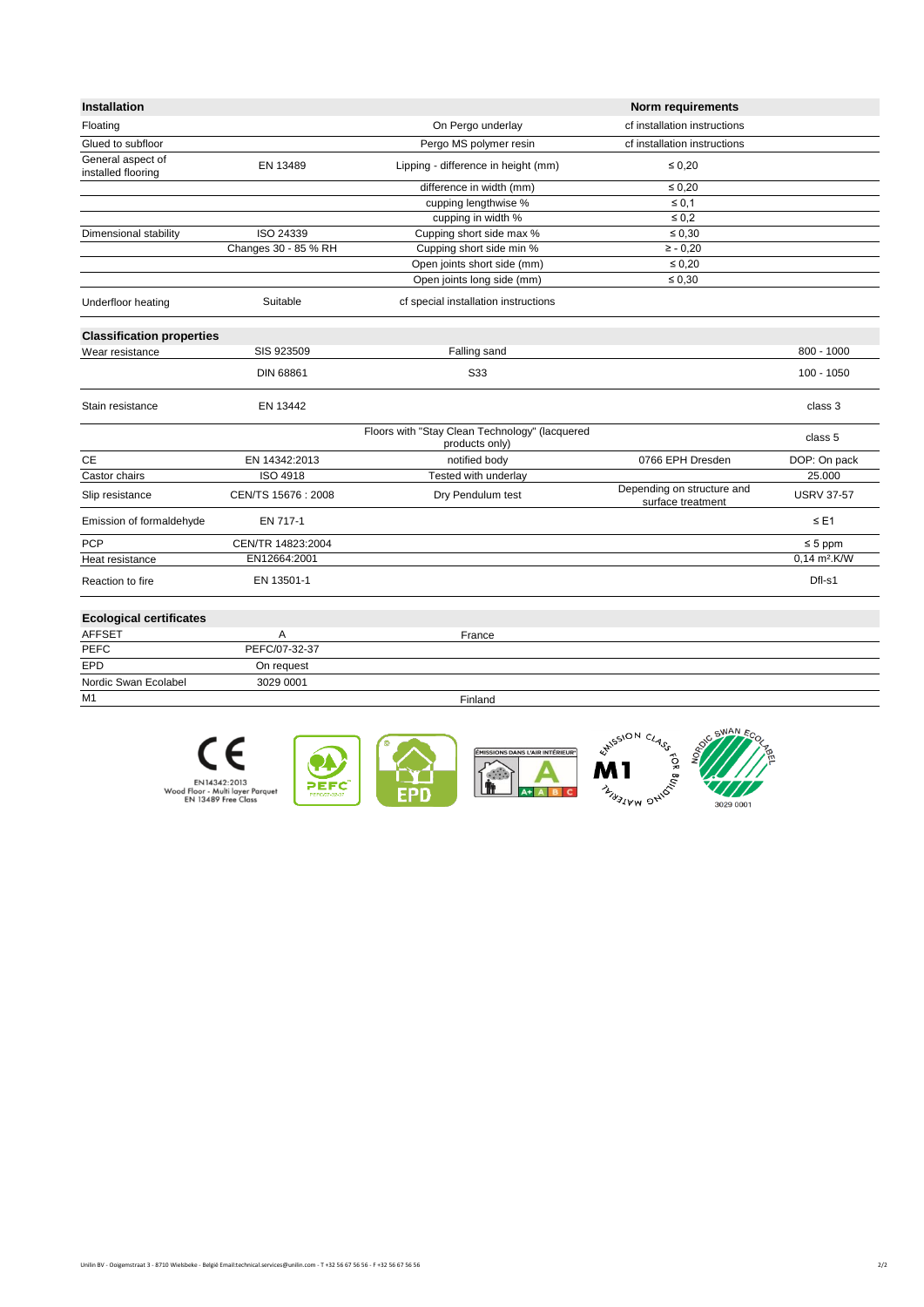| Installation | | | Norm requirements | |
|---|---|---|---|---|
| Floating | | On Pergo underlay | cf installation instructions | |
| Glued to subfloor | | Pergo MS polymer resin | cf installation instructions | |
| General aspect of installed flooring | EN 13489 | Lipping - difference in height (mm) | ≤ 0,20 | |
| | | difference in width (mm) | ≤ 0,20 | |
| | | cupping lengthwise % | ≤ 0,1 | |
| | | cupping in width % | ≤ 0,2 | |
| Dimensional stability | ISO 24339 | Cupping short side max % | ≤ 0,30 | |
| | Changes 30 - 85 % RH | Cupping short side min % | ≥ - 0,20 | |
| | | Open joints short side (mm) | ≤ 0,20 | |
| | | Open joints long side (mm) | ≤ 0,30 | |
| Underfloor heating | Suitable | cf special installation instructions | | |

| Classification properties | | | | |
|---|---|---|---|---|
| Wear resistance | SIS 923509 | Falling sand | | 800 - 1000 |
| | DIN 68861 | S33 | | 100 - 1050 |
| Stain resistance | EN 13442 | | | class 3 |
| | | Floors with "Stay Clean Technology" (lacquered products only) | | class 5 |
| CE | EN 14342:2013 | notified body | 0766 EPH Dresden | DOP: On pack |
| Castor chairs | ISO 4918 | Tested with underlay | | 25.000 |
| Slip resistance | CEN/TS 15676 : 2008 | Dry Pendulum test | Depending on structure and surface treatment | USRV 37-57 |
| Emission of formaldehyde | EN 717-1 | | | ≤ E1 |
| PCP | CEN/TR 14823:2004 | | | ≤ 5 ppm |
| Heat resistance | EN12664:2001 | | | 0,14 $m^2$.K/W |
| Reaction to fire | EN 13501-1 | | | Dfl-s1 |

| Ecological certificates | | |
|---|---|---|
| AFFSET | A | France |
| PEFC | PEFC/07-32-37 | |
| EPD | On request | |
| Nordic Swan Ecolabel | 3029 0001 | |
| M1 | | Finland |

CE
EN14342:2013
Wood Floor - Multi layer Parquet
EN 13489 Free Class

PEFC

EPD

ÉMISSIONS DANS L'AIR INTÉRIEUR A+ A B C

EMISSION CLASS FOR BUILDING MATERIAL M1

NORDIC SWAN ECOLABEL 3029 0001

Unilin BV - Ooigemstraat 3 - 8710 Wielsbeke - België Email:technical.services@unilin.com - T +32 56 67 56 56 - F +32 56 67 56 56